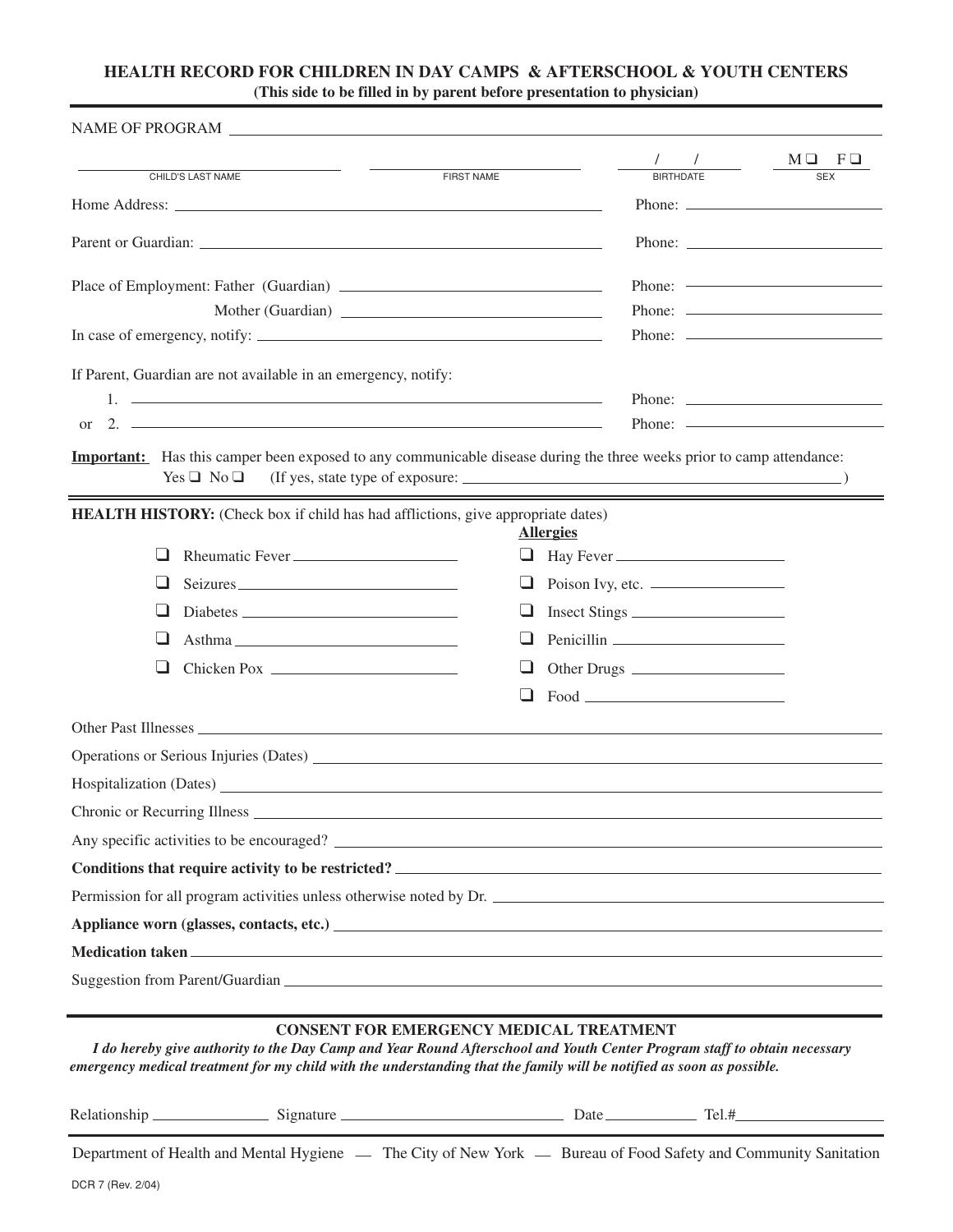## HEALTH RECORD FOR CHILDREN IN DAY CAMPS & AFTERSCHOOL & YOUTH CENTERS

**(This side to be filled in by parent before presentation to physician)**

NAME OF PROGRAM ______________________________

| CHILD'S LAST NAME | FIRST NAME | BIRTHDATE | SEX |
|---|---|---|---|
| | | / / | M ❑ F ❑ |

Home Address: ______________________________ Phone: ______________

Parent or Guardian: ______________________________ Phone: ______________

Place of Employment: Father (Guardian) ______________________________ Phone: ______________

Mother (Guardian) ______________________________ Phone: ______________

In case of emergency, notify: ______________________________ Phone: ______________

If Parent, Guardian are not available in an emergency, notify:

1. ______________________________ Phone: ______________

or 2. ______________________________ Phone: ______________

**Important:** Has this camper been exposed to any communicable disease during the three weeks prior to camp attendance:
Yes ❑ No ❑ (If yes, state type of exposure: ______________________________)

**HEALTH HISTORY:** (Check box if child has had afflictions, give appropriate dates)

- ❑ Rheumatic Fever ______________
- ❑ Seizures ______________
- ❑ Diabetes ______________
- ❑ Asthma ______________
- ❑ Chicken Pox ______________

**Allergies**

- ❑ Hay Fever ______________
- ❑ Poison Ivy, etc. ______________
- ❑ Insect Stings ______________
- ❑ Penicillin ______________
- ❑ Other Drugs ______________
- ❑ Food ______________

Other Past Illnesses ______________________________

Operations or Serious Injuries (Dates) ______________________________

Hospitalization (Dates) ______________________________

Chronic or Recurring Illness ______________________________

Any specific activities to be encouraged? ______________________________

**Conditions that require activity to be restricted?** ______________________________

Permission for all program activities unless otherwise noted by Dr. ______________________________

**Appliance worn (glasses, contacts, etc.)** ______________________________

**Medication taken** ______________________________

Suggestion from Parent/Guardian ______________________________

### CONSENT FOR EMERGENCY MEDICAL TREATMENT

***I do hereby give authority to the Day Camp and Year Round Afterschool and Youth Center Program staff to obtain necessary emergency medical treatment for my child with the understanding that the family will be notified as soon as possible.***

Relationship ______________ Signature ______________________ Date ____________ Tel.# ______________

Department of Health and Mental Hygiene — The City of New York — Bureau of Food Safety and Community Sanitation

DCR 7 (Rev. 2/04)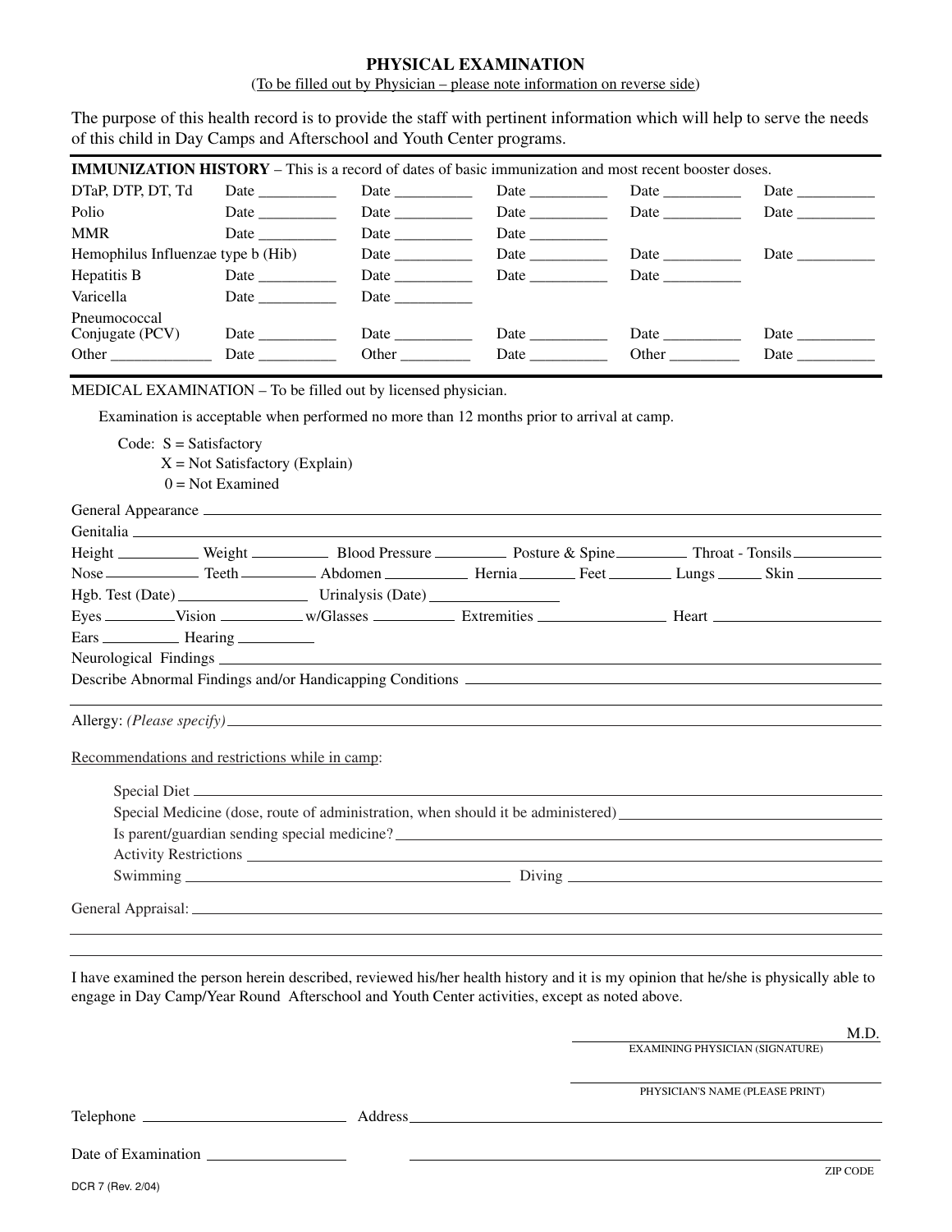# PHYSICAL EXAMINATION

(To be filled out by Physician – please note information on reverse side)

The purpose of this health record is to provide the staff with pertinent information which will help to serve the needs of this child in Day Camps and Afterschool and Youth Center programs.

**IMMUNIZATION HISTORY** – This is a record of dates of basic immunization and most recent booster doses.

| | | | | | |
|---|---|---|---|---|---|
| DTaP, DTP, DT, Td | Date ________ | Date ________ | Date ________ | Date ________ | Date ________ |
| Polio | Date ________ | Date ________ | Date ________ | Date ________ | Date ________ |
| MMR | Date ________ | Date ________ | Date ________ | | |
| Hemophilus Influenzae type b (Hib) | | Date ________ | Date ________ | Date ________ | Date ________ |
| Hepatitis B | Date ________ | Date ________ | Date ________ | Date ________ | |
| Varicella | Date ________ | Date ________ | | | |
| Pneumococcal Conjugate (PCV) | Date ________ | Date ________ | Date ________ | Date ________ | Date ________ |
| Other ____________ | Date ________ | Other ________ | Date ________ | Other ________ | Date ________ |

MEDICAL EXAMINATION – To be filled out by licensed physician.

Examination is acceptable when performed no more than 12 months prior to arrival at camp.

Code: S = Satisfactory
X = Not Satisfactory (Explain)
0 = Not Examined

General Appearance ________________________________________

Genitalia ________________________________________

Height ________ Weight ________ Blood Pressure ________ Posture & Spine ________ Throat - Tonsils ________

Nose ________ Teeth ________ Abdomen ________ Hernia ________ Feet ________ Lungs ________ Skin ________

Hgb. Test (Date) ________________ Urinalysis (Date) ________________

Eyes ________ Vision ________ w/Glasses ________ Extremities ________________ Heart ________________

Ears ________ Hearing ________

Neurological Findings ________________________________________

Describe Abnormal Findings and/or Handicapping Conditions ________________________________________

________________________________________

Allergy: *(Please specify)* ________________________________________

Recommendations and restrictions while in camp:

Special Diet ________________________________________

Special Medicine (dose, route of administration, when should it be administered) ________________

Is parent/guardian sending special medicine? ________________________________________

Activity Restrictions ________________________________________

Swimming ________________________________ Diving ________________________________

General Appraisal: ________________________________________

________________________________________

________________________________________

I have examined the person herein described, reviewed his/her health history and it is my opinion that he/she is physically able to engage in Day Camp/Year Round Afterschool and Youth Center activities, except as noted above.

________________________________ M.D.
EXAMINING PHYSICIAN (SIGNATURE)

________________________________
PHYSICIAN'S NAME (PLEASE PRINT)

Telephone ________________ Address ________________________________

Date of Examination ________________ ________________________________
ZIP CODE

DCR 7 (Rev. 2/04)